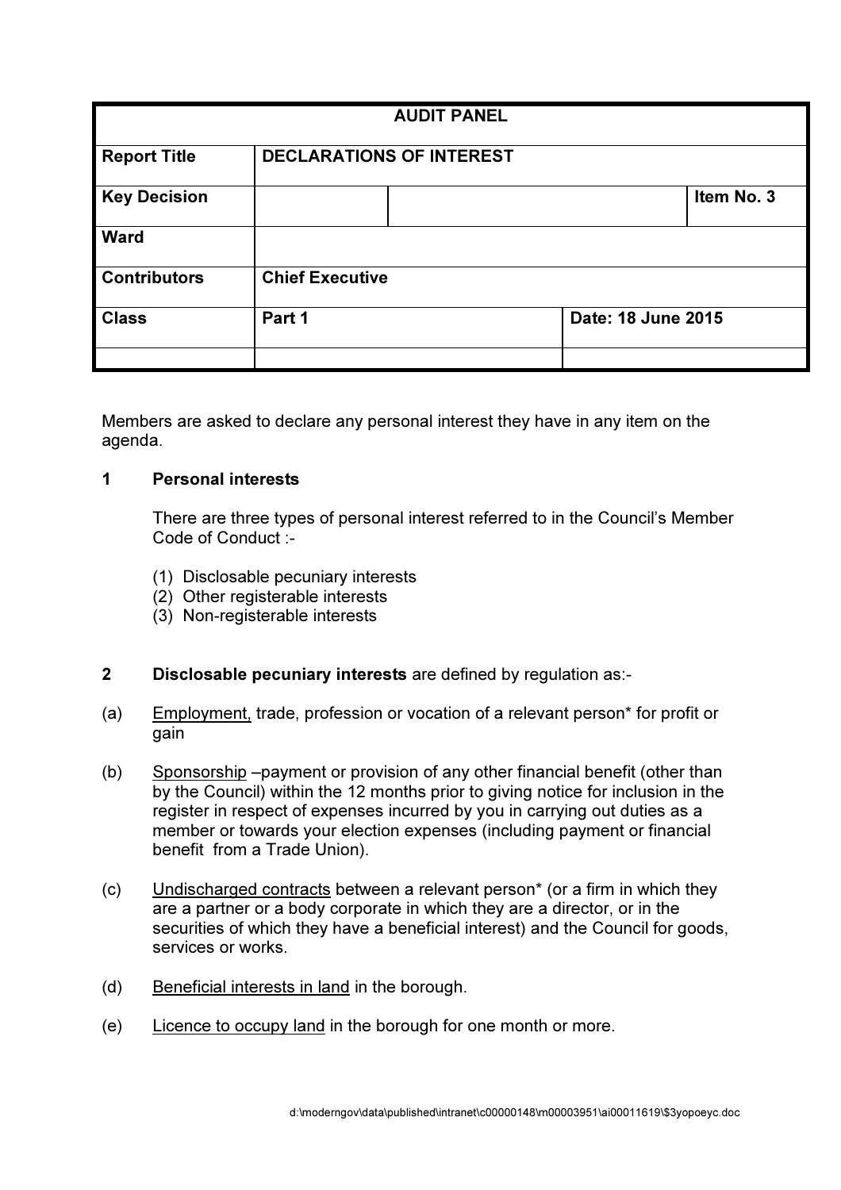| AUDIT PANEL | | | |
|---|---|---|---|
| **Report Title** | **DECLARATIONS OF INTEREST** | | |
| **Key Decision** | | | **Item No. 3** |
| **Ward** | | | |
| **Contributors** | **Chief Executive** | | |
| **Class** | **Part 1** | **Date: 18 June 2015** | |
| | | | |

Members are asked to declare any personal interest they have in any item on the agenda.

**1 Personal interests**

There are three types of personal interest referred to in the Council's Member Code of Conduct :-

(1) Disclosable pecuniary interests
(2) Other registerable interests
(3) Non-registerable interests

**2 Disclosable pecuniary interests** are defined by regulation as:-

(a) Employment, trade, profession or vocation of a relevant person* for profit or gain

(b) Sponsorship –payment or provision of any other financial benefit (other than by the Council) within the 12 months prior to giving notice for inclusion in the register in respect of expenses incurred by you in carrying out duties as a member or towards your election expenses (including payment or financial benefit from a Trade Union).

(c) Undischarged contracts between a relevant person* (or a firm in which they are a partner or a body corporate in which they are a director, or in the securities of which they have a beneficial interest) and the Council for goods, services or works.

(d) Beneficial interests in land in the borough.

(e) Licence to occupy land in the borough for one month or more.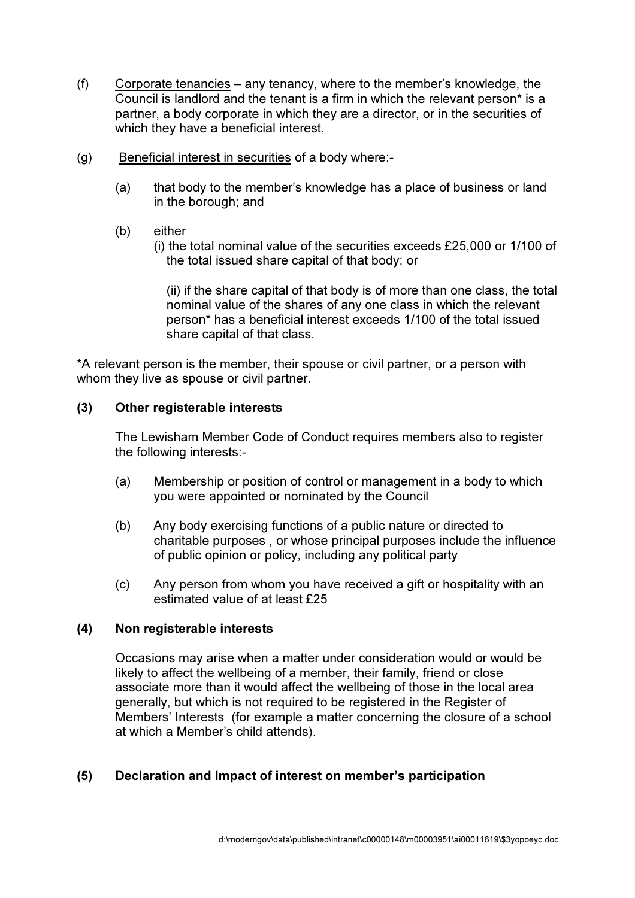(f) Corporate tenancies – any tenancy, where to the member's knowledge, the Council is landlord and the tenant is a firm in which the relevant person* is a partner, a body corporate in which they are a director, or in the securities of which they have a beneficial interest.

(g) Beneficial interest in securities of a body where:-

> (a) that body to the member's knowledge has a place of business or land in the borough; and
>
> (b) either
> (i) the total nominal value of the securities exceeds £25,000 or 1/100 of the total issued share capital of that body; or
>
> (ii) if the share capital of that body is of more than one class, the total nominal value of the shares of any one class in which the relevant person* has a beneficial interest exceeds 1/100 of the total issued share capital of that class.

*A relevant person is the member, their spouse or civil partner, or a person with whom they live as spouse or civil partner.

**(3) Other registerable interests**

The Lewisham Member Code of Conduct requires members also to register the following interests:-

(a) Membership or position of control or management in a body to which you were appointed or nominated by the Council

(b) Any body exercising functions of a public nature or directed to charitable purposes , or whose principal purposes include the influence of public opinion or policy, including any political party

(c) Any person from whom you have received a gift or hospitality with an estimated value of at least £25

**(4) Non registerable interests**

Occasions may arise when a matter under consideration would or would be likely to affect the wellbeing of a member, their family, friend or close associate more than it would affect the wellbeing of those in the local area generally, but which is not required to be registered in the Register of Members' Interests (for example a matter concerning the closure of a school at which a Member's child attends).

**(5) Declaration and Impact of interest on member's participation**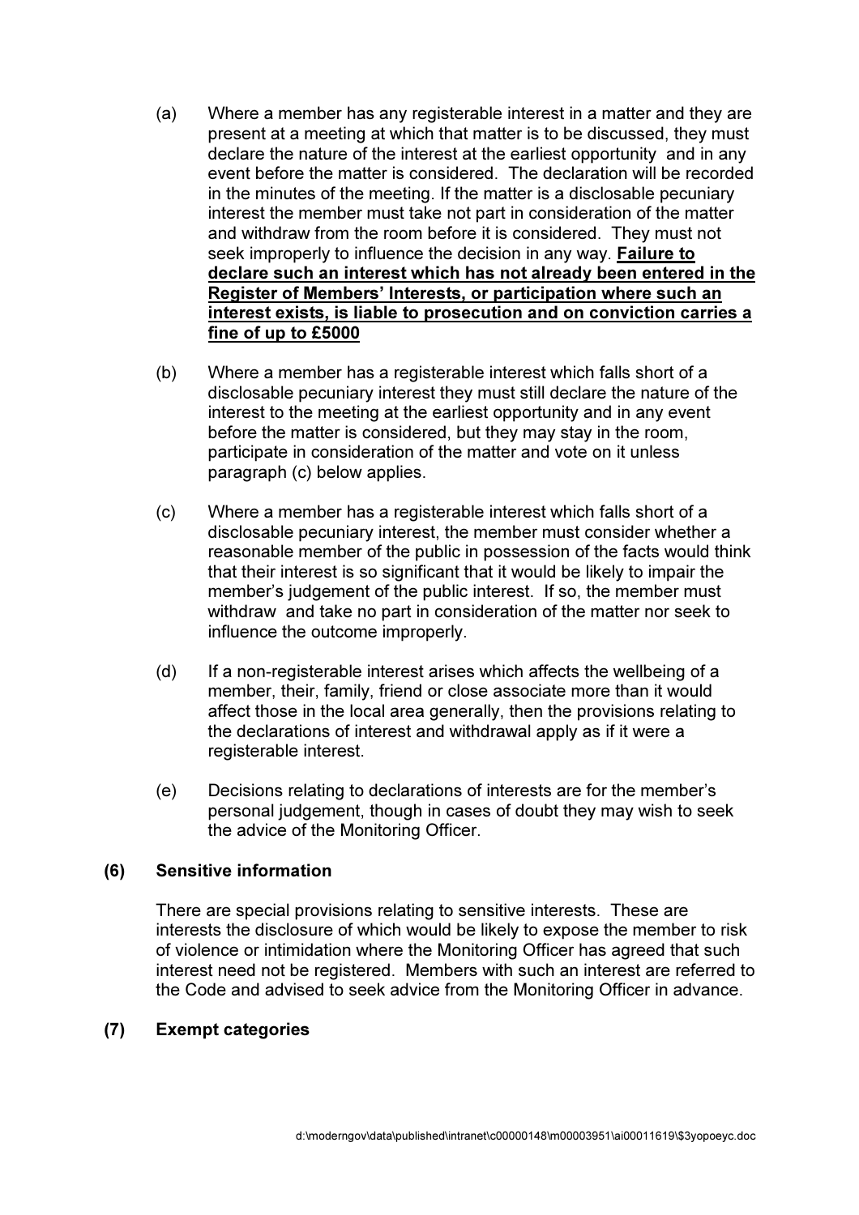(a) Where a member has any registerable interest in a matter and they are present at a meeting at which that matter is to be discussed, they must declare the nature of the interest at the earliest opportunity and in any event before the matter is considered. The declaration will be recorded in the minutes of the meeting. If the matter is a disclosable pecuniary interest the member must take not part in consideration of the matter and withdraw from the room before it is considered. They must not seek improperly to influence the decision in any way. **<u>Failure to declare such an interest which has not already been entered in the Register of Members' Interests, or participation where such an interest exists, is liable to prosecution and on conviction carries a fine of up to £5000</u>**

(b) Where a member has a registerable interest which falls short of a disclosable pecuniary interest they must still declare the nature of the interest to the meeting at the earliest opportunity and in any event before the matter is considered, but they may stay in the room, participate in consideration of the matter and vote on it unless paragraph (c) below applies.

(c) Where a member has a registerable interest which falls short of a disclosable pecuniary interest, the member must consider whether a reasonable member of the public in possession of the facts would think that their interest is so significant that it would be likely to impair the member's judgement of the public interest. If so, the member must withdraw and take no part in consideration of the matter nor seek to influence the outcome improperly.

(d) If a non-registerable interest arises which affects the wellbeing of a member, their, family, friend or close associate more than it would affect those in the local area generally, then the provisions relating to the declarations of interest and withdrawal apply as if it were a registerable interest.

(e) Decisions relating to declarations of interests are for the member's personal judgement, though in cases of doubt they may wish to seek the advice of the Monitoring Officer.

### (6) Sensitive information

There are special provisions relating to sensitive interests. These are interests the disclosure of which would be likely to expose the member to risk of violence or intimidation where the Monitoring Officer has agreed that such interest need not be registered. Members with such an interest are referred to the Code and advised to seek advice from the Monitoring Officer in advance.

### (7) Exempt categories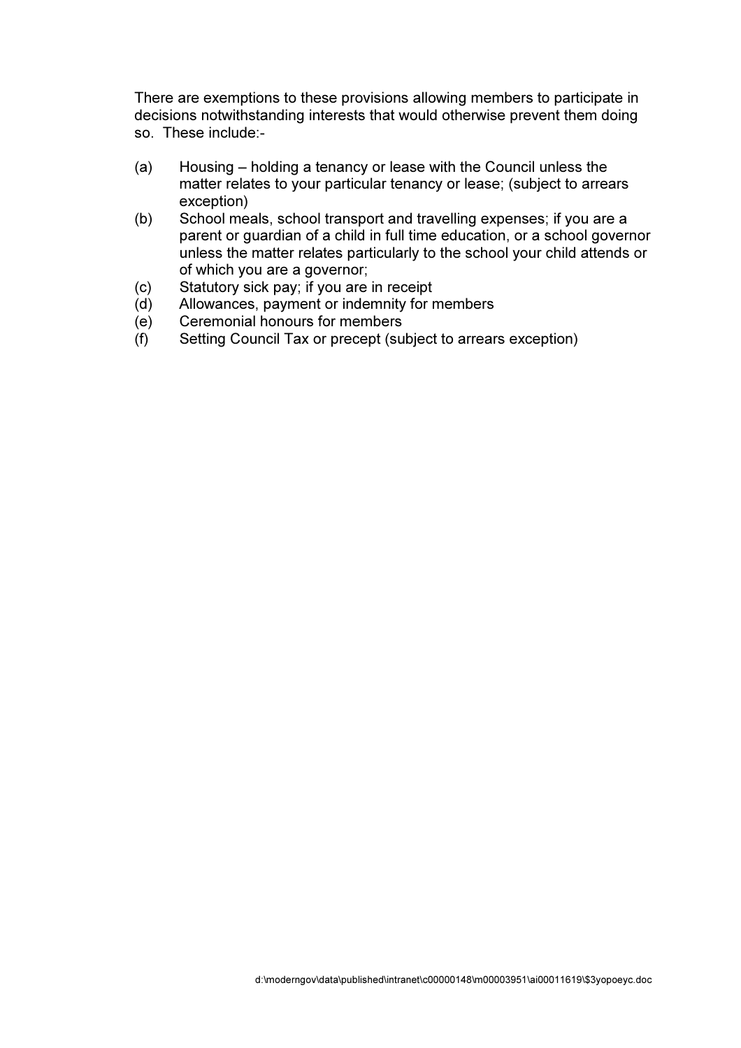There are exemptions to these provisions allowing members to participate in decisions notwithstanding interests that would otherwise prevent them doing so. These include:-

(a) Housing – holding a tenancy or lease with the Council unless the matter relates to your particular tenancy or lease; (subject to arrears exception)

(b) School meals, school transport and travelling expenses; if you are a parent or guardian of a child in full time education, or a school governor unless the matter relates particularly to the school your child attends or of which you are a governor;

(c) Statutory sick pay; if you are in receipt

(d) Allowances, payment or indemnity for members

(e) Ceremonial honours for members

(f) Setting Council Tax or precept (subject to arrears exception)